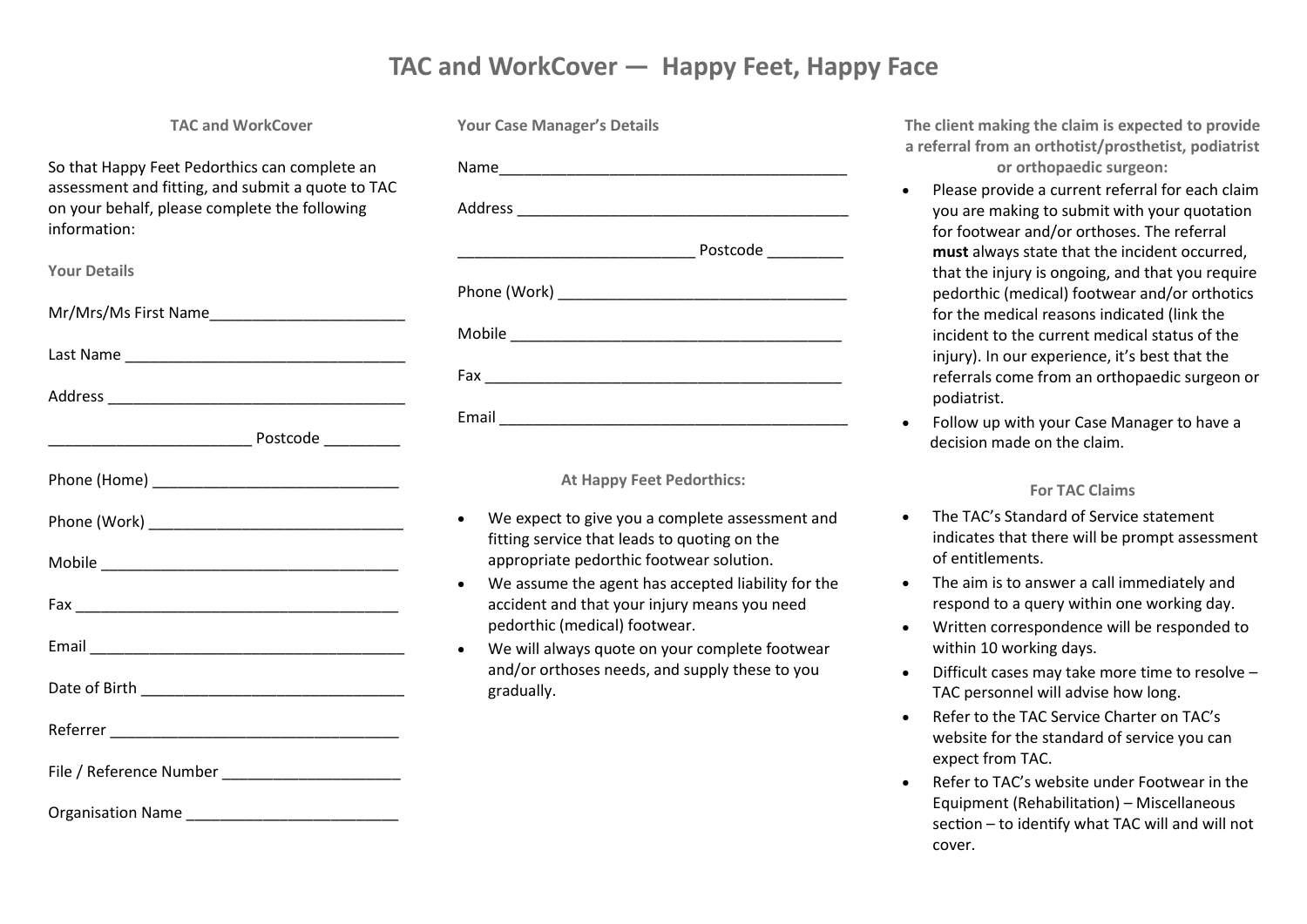# TAC and WorkCover — Happy Feet, Happy Face

### TAC and WorkCover

So that Happy Feet Pedorthics can complete an assessment and fitting, and submit a quote to TAC on your behalf, please complete the following information:

### Your Details

Mr/Mrs/Ms First Name_______________________

Last Name _________________________________

Address ___________________________________

________________________ Postcode _________

Phone (Home) _____________________________

Phone (Work) ______________________________

Mobile ___________________________________

Fax ______________________________________

Email _____________________________________

Date of Birth _______________________________

Referrer __________________________________

File / Reference Number _____________________

Organisation Name _________________________

### Your Case Manager's Details

Name_____________________________________

Address ___________________________________

___________________________ Postcode _________

Phone (Work) ______________________________

Mobile ___________________________________

Fax ______________________________________

Email _____________________________________

### At Happy Feet Pedorthics:

- We expect to give you a complete assessment and fitting service that leads to quoting on the appropriate pedorthic footwear solution.
- We assume the agent has accepted liability for the accident and that your injury means you need pedorthic (medical) footwear.
- We will always quote on your complete footwear and/or orthoses needs, and supply these to you gradually.

### The client making the claim is expected to provide a referral from an orthotist/prosthetist, podiatrist or orthopaedic surgeon:

- Please provide a current referral for each claim you are making to submit with your quotation for footwear and/or orthoses. The referral **must** always state that the incident occurred, that the injury is ongoing, and that you require pedorthic (medical) footwear and/or orthotics for the medical reasons indicated (link the incident to the current medical status of the injury). In our experience, it's best that the referrals come from an orthopaedic surgeon or podiatrist.
- Follow up with your Case Manager to have a decision made on the claim.

### For TAC Claims

- The TAC's Standard of Service statement indicates that there will be prompt assessment of entitlements.
- The aim is to answer a call immediately and respond to a query within one working day.
- Written correspondence will be responded to within 10 working days.
- Difficult cases may take more time to resolve – TAC personnel will advise how long.
- Refer to the TAC Service Charter on TAC's website for the standard of service you can expect from TAC.
- Refer to TAC's website under Footwear in the Equipment (Rehabilitation) – Miscellaneous section – to identify what TAC will and will not cover.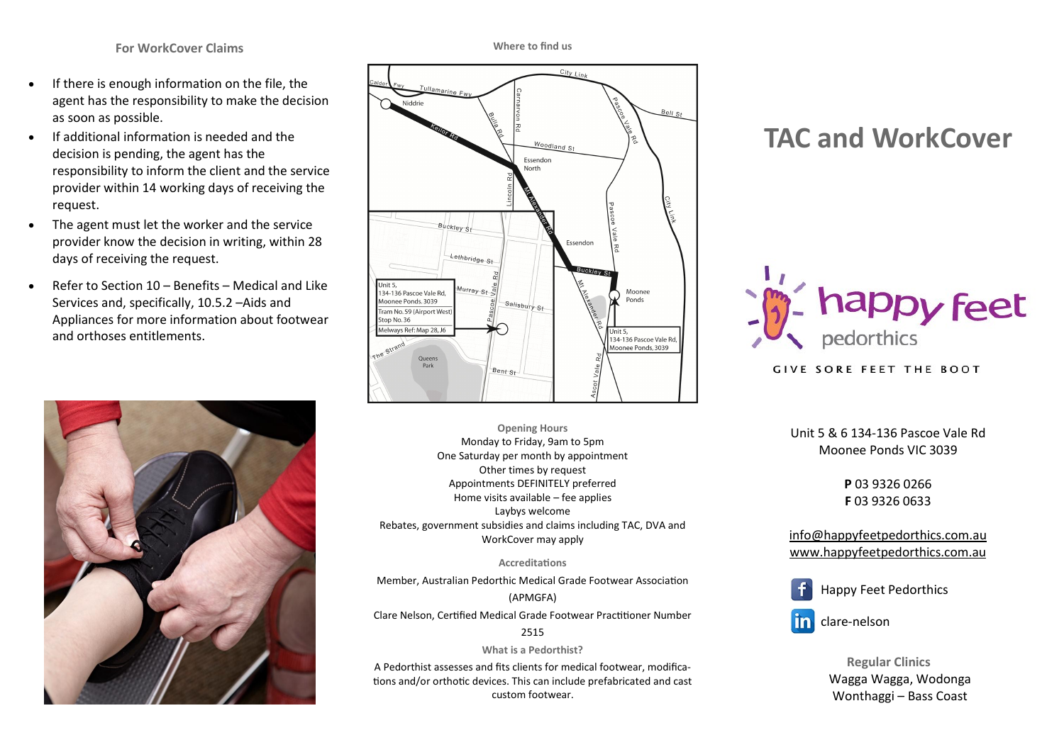## For WorkCover Claims

- If there is enough information on the file, the agent has the responsibility to make the decision as soon as possible.
- If additional information is needed and the decision is pending, the agent has the responsibility to inform the client and the service provider within 14 working days of receiving the request.
- The agent must let the worker and the service provider know the decision in writing, within 28 days of receiving the request.
- Refer to Section 10 – Benefits – Medical and Like Services and, specifically, 10.5.2 –Aids and Appliances for more information about footwear and orthoses entitlements.

## Where to find us

Unit 5, 134-136 Pascoe Vale Rd, Moonee Ponds. 3039
Tram No. 59 (Airport West) Stop No. 36
Melways Ref: Map 28, J6

**Opening Hours**

Monday to Friday, 9am to 5pm
One Saturday per month by appointment
Other times by request
Appointments DEFINITELY preferred
Home visits available – fee applies
Laybys welcome
Rebates, government subsidies and claims including TAC, DVA and WorkCover may apply

**Accreditations**

Member, Australian Pedorthic Medical Grade Footwear Association (APMGFA)

Clare Nelson, Certified Medical Grade Footwear Practitioner Number 2515

**What is a Pedorthist?**

A Pedorthist assesses and fits clients for medical footwear, modifications and/or orthotic devices. This can include prefabricated and cast custom footwear.

# TAC and WorkCover

happy feet pedorthics

GIVE SORE FEET THE BOOT

Unit 5 & 6 134-136 Pascoe Vale Rd
Moonee Ponds VIC 3039

**P** 03 9326 0266
**F** 03 9326 0633

info@happyfeetpedorthics.com.au
www.happyfeetpedorthics.com.au

Happy Feet Pedorthics

clare-nelson

**Regular Clinics**

Wagga Wagga, Wodonga
Wonthaggi – Bass Coast